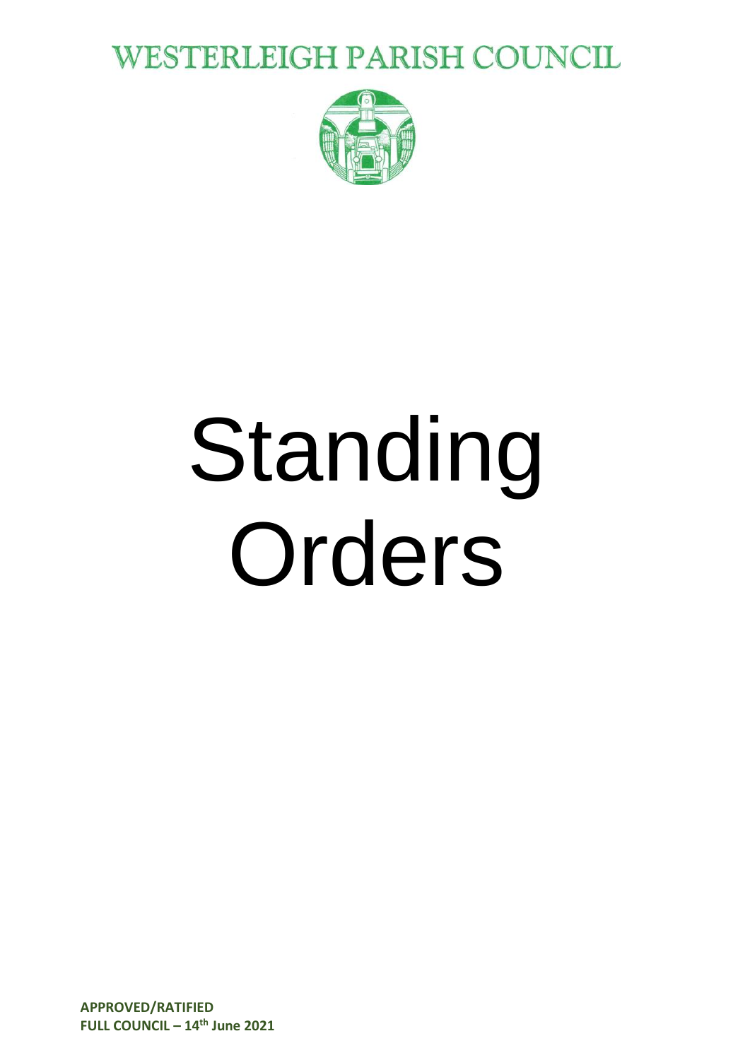# WESTERLEIGH PARISH COUNCIL

# Standing Orders

**APPROVED/RATIFIED**
**FULL COUNCIL – 14th June 2021**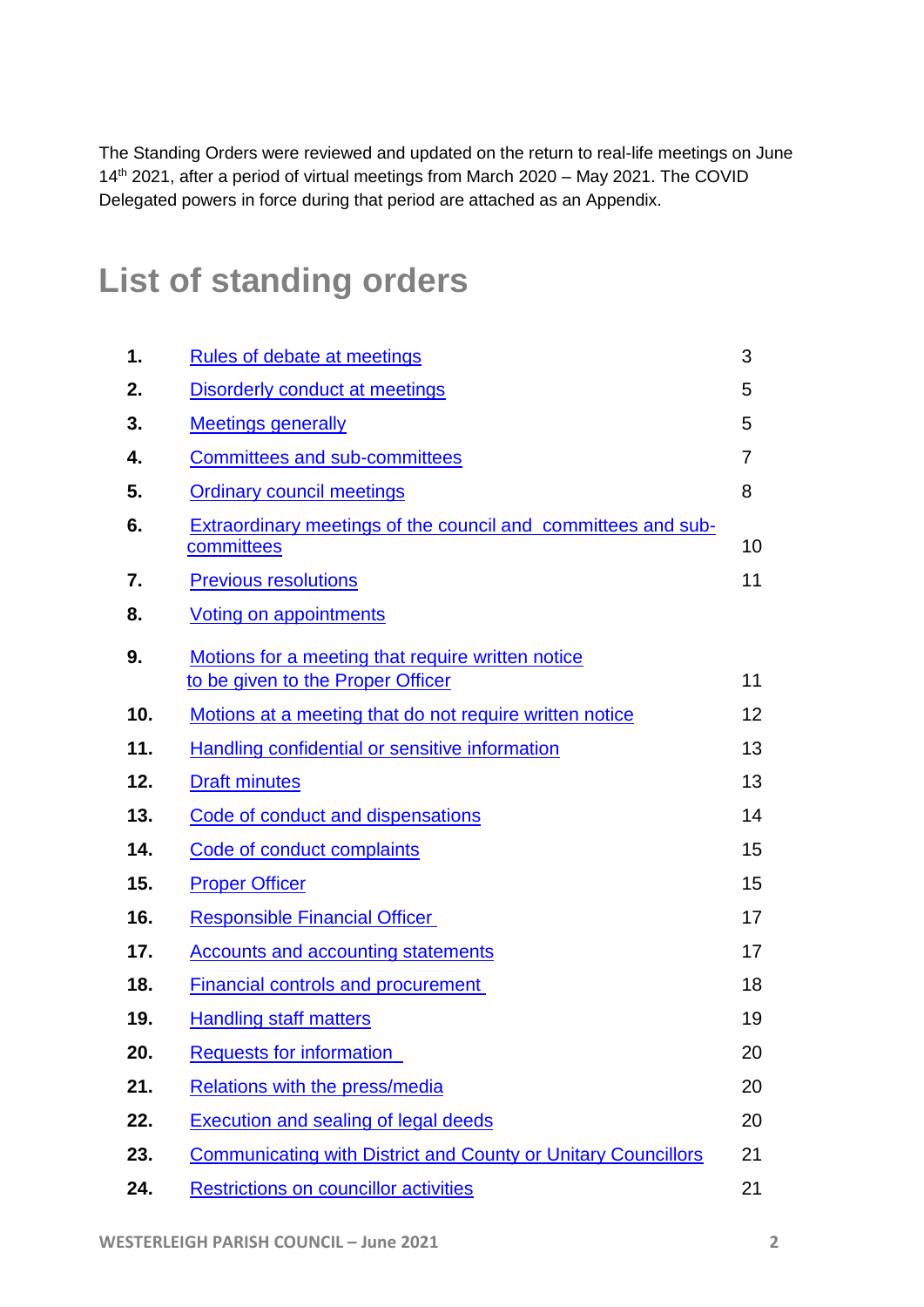The Standing Orders were reviewed and updated on the return to real-life meetings on June 14th 2021, after a period of virtual meetings from March 2020 – May 2021. The COVID Delegated powers in force during that period are attached as an Appendix.

# List of standing orders

| | | |
|---|---|---|
| **1.** | Rules of debate at meetings | 3 |
| **2.** | Disorderly conduct at meetings | 5 |
| **3.** | Meetings generally | 5 |
| **4.** | Committees and sub-committees | 7 |
| **5.** | Ordinary council meetings | 8 |
| **6.** | Extraordinary meetings of the council and committees and sub-committees | 10 |
| **7.** | Previous resolutions | 11 |
| **8.** | Voting on appointments | |
| **9.** | Motions for a meeting that require written notice to be given to the Proper Officer | 11 |
| **10.** | Motions at a meeting that do not require written notice | 12 |
| **11.** | Handling confidential or sensitive information | 13 |
| **12.** | Draft minutes | 13 |
| **13.** | Code of conduct and dispensations | 14 |
| **14.** | Code of conduct complaints | 15 |
| **15.** | Proper Officer | 15 |
| **16.** | Responsible Financial Officer | 17 |
| **17.** | Accounts and accounting statements | 17 |
| **18.** | Financial controls and procurement | 18 |
| **19.** | Handling staff matters | 19 |
| **20.** | Requests for information | 20 |
| **21.** | Relations with the press/media | 20 |
| **22.** | Execution and sealing of legal deeds | 20 |
| **23.** | Communicating with District and County or Unitary Councillors | 21 |
| **24.** | Restrictions on councillor activities | 21 |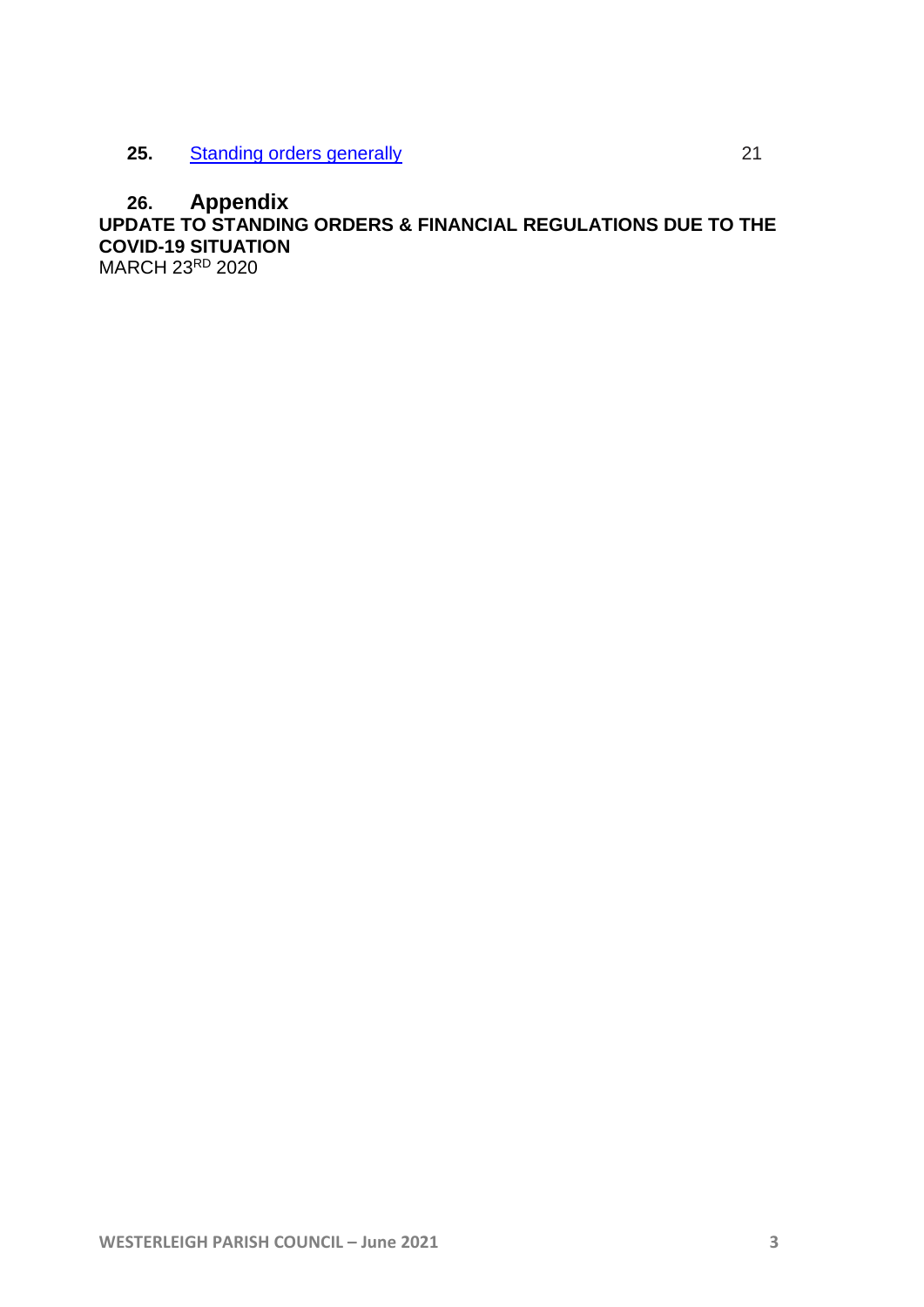**25.** [Standing orders generally](#) 21

## 26. Appendix

**UPDATE TO STANDING ORDERS & FINANCIAL REGULATIONS DUE TO THE COVID-19 SITUATION**

MARCH 23RD 2020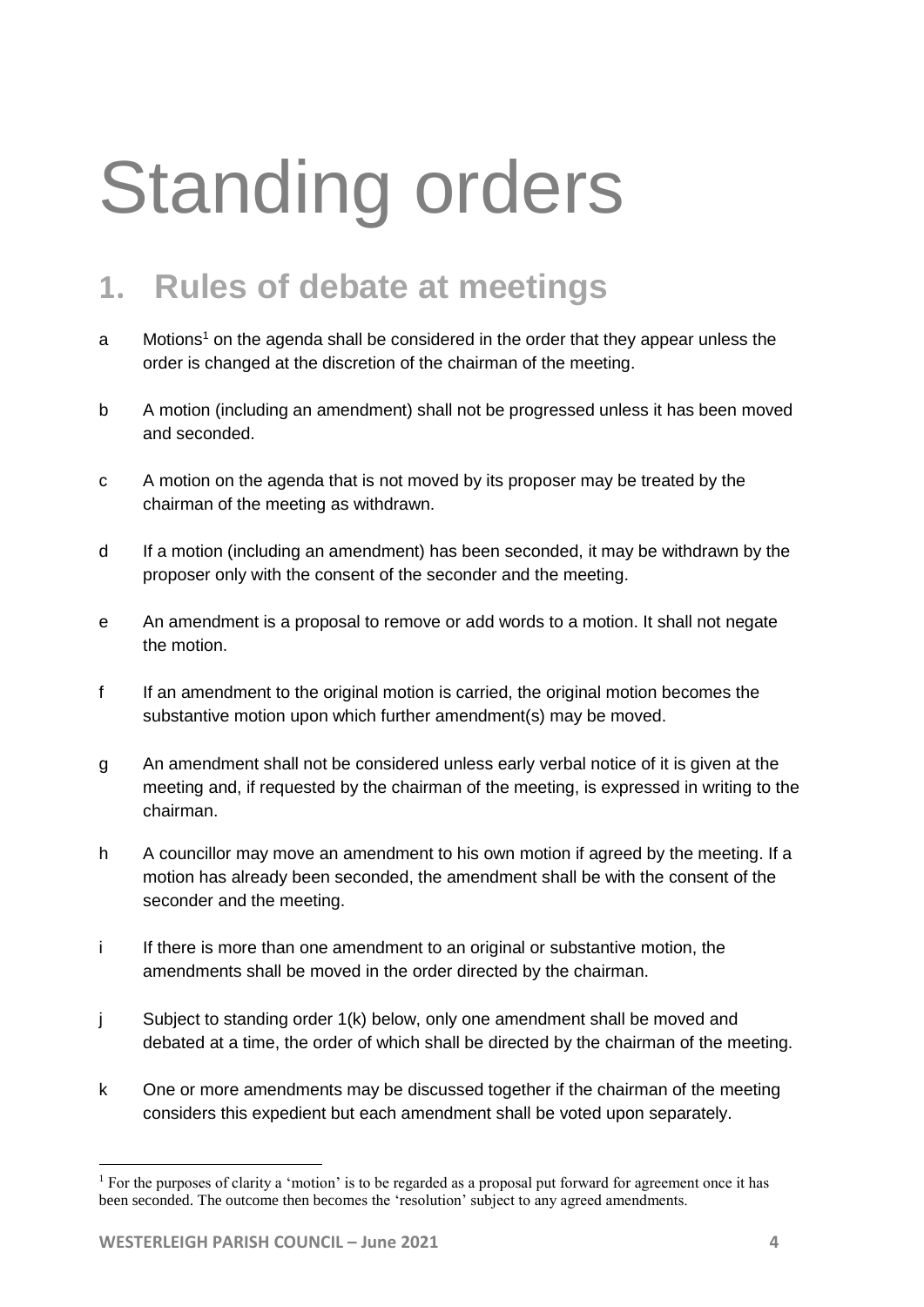# Standing orders

## 1. Rules of debate at meetings

a Motions[1] on the agenda shall be considered in the order that they appear unless the order is changed at the discretion of the chairman of the meeting.

b A motion (including an amendment) shall not be progressed unless it has been moved and seconded.

c A motion on the agenda that is not moved by its proposer may be treated by the chairman of the meeting as withdrawn.

d If a motion (including an amendment) has been seconded, it may be withdrawn by the proposer only with the consent of the seconder and the meeting.

e An amendment is a proposal to remove or add words to a motion. It shall not negate the motion.

f If an amendment to the original motion is carried, the original motion becomes the substantive motion upon which further amendment(s) may be moved.

g An amendment shall not be considered unless early verbal notice of it is given at the meeting and, if requested by the chairman of the meeting, is expressed in writing to the chairman.

h A councillor may move an amendment to his own motion if agreed by the meeting. If a motion has already been seconded, the amendment shall be with the consent of the seconder and the meeting.

i If there is more than one amendment to an original or substantive motion, the amendments shall be moved in the order directed by the chairman.

j Subject to standing order 1(k) below, only one amendment shall be moved and debated at a time, the order of which shall be directed by the chairman of the meeting.

k One or more amendments may be discussed together if the chairman of the meeting considers this expedient but each amendment shall be voted upon separately.

---

[1] For the purposes of clarity a 'motion' is to be regarded as a proposal put forward for agreement once it has been seconded. The outcome then becomes the 'resolution' subject to any agreed amendments.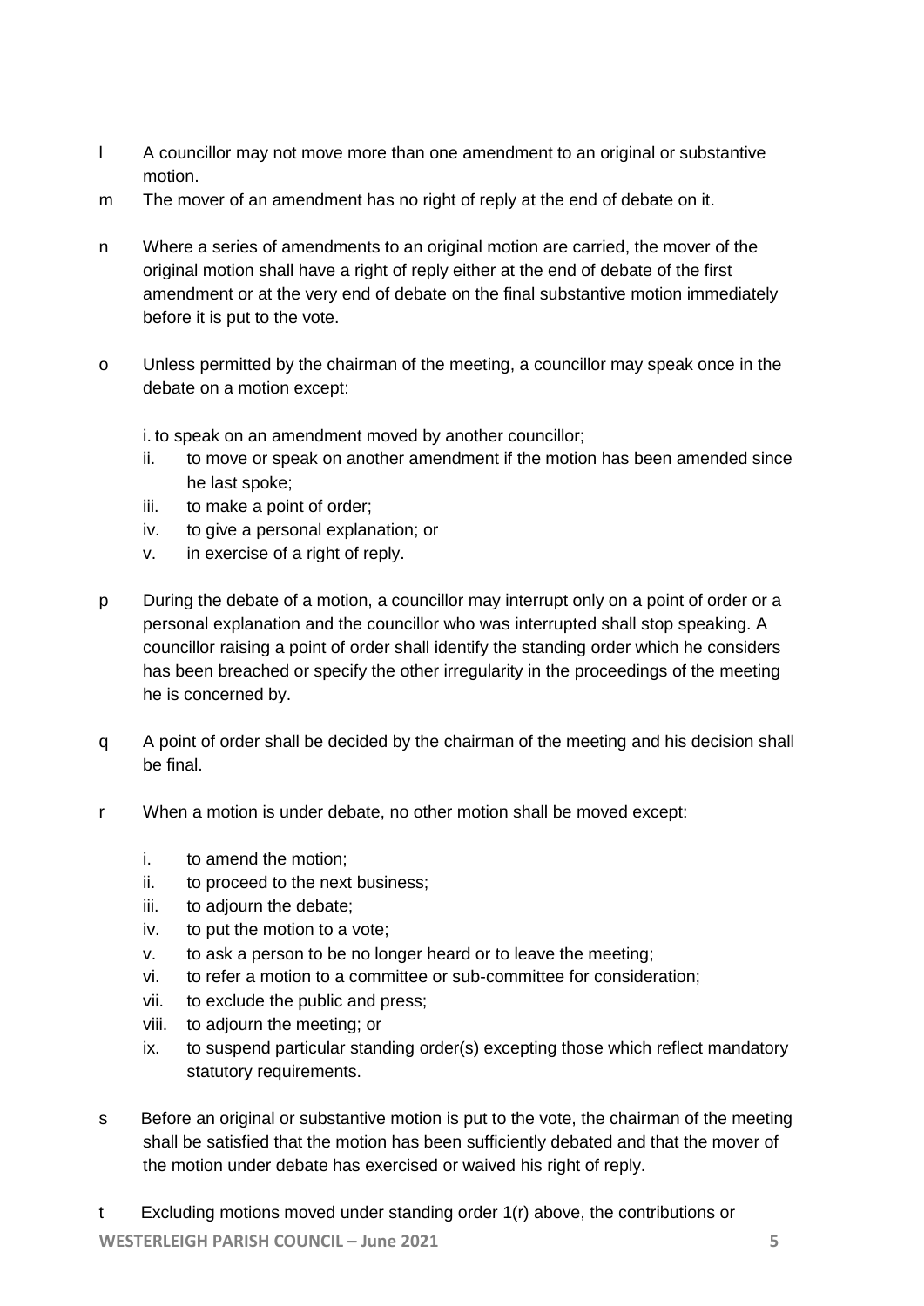l A councillor may not move more than one amendment to an original or substantive motion.

m The mover of an amendment has no right of reply at the end of debate on it.

n Where a series of amendments to an original motion are carried, the mover of the original motion shall have a right of reply either at the end of debate of the first amendment or at the very end of debate on the final substantive motion immediately before it is put to the vote.

o Unless permitted by the chairman of the meeting, a councillor may speak once in the debate on a motion except:

i. to speak on an amendment moved by another councillor;
ii. to move or speak on another amendment if the motion has been amended since he last spoke;
iii. to make a point of order;
iv. to give a personal explanation; or
v. in exercise of a right of reply.

p During the debate of a motion, a councillor may interrupt only on a point of order or a personal explanation and the councillor who was interrupted shall stop speaking. A councillor raising a point of order shall identify the standing order which he considers has been breached or specify the other irregularity in the proceedings of the meeting he is concerned by.

q A point of order shall be decided by the chairman of the meeting and his decision shall be final.

r When a motion is under debate, no other motion shall be moved except:

i. to amend the motion;
ii. to proceed to the next business;
iii. to adjourn the debate;
iv. to put the motion to a vote;
v. to ask a person to be no longer heard or to leave the meeting;
vi. to refer a motion to a committee or sub-committee for consideration;
vii. to exclude the public and press;
viii. to adjourn the meeting; or
ix. to suspend particular standing order(s) excepting those which reflect mandatory statutory requirements.

s Before an original or substantive motion is put to the vote, the chairman of the meeting shall be satisfied that the motion has been sufficiently debated and that the mover of the motion under debate has exercised or waived his right of reply.

t Excluding motions moved under standing order 1(r) above, the contributions or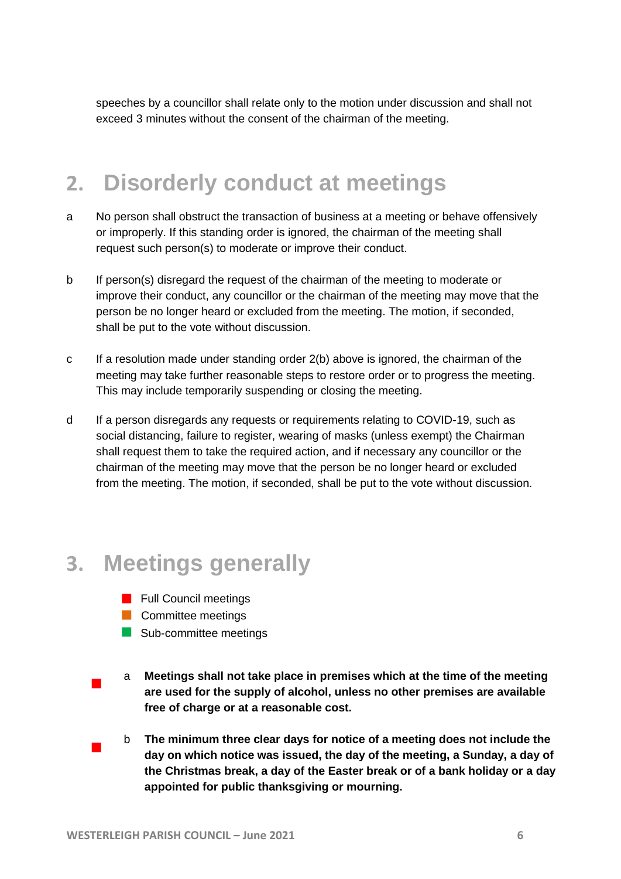speeches by a councillor shall relate only to the motion under discussion and shall not exceed 3 minutes without the consent of the chairman of the meeting.

## 2. Disorderly conduct at meetings

a No person shall obstruct the transaction of business at a meeting or behave offensively or improperly. If this standing order is ignored, the chairman of the meeting shall request such person(s) to moderate or improve their conduct.

b If person(s) disregard the request of the chairman of the meeting to moderate or improve their conduct, any councillor or the chairman of the meeting may move that the person be no longer heard or excluded from the meeting. The motion, if seconded, shall be put to the vote without discussion.

c If a resolution made under standing order 2(b) above is ignored, the chairman of the meeting may take further reasonable steps to restore order or to progress the meeting. This may include temporarily suspending or closing the meeting.

d If a person disregards any requests or requirements relating to COVID-19, such as social distancing, failure to register, wearing of masks (unless exempt) the Chairman shall request them to take the required action, and if necessary any councillor or the chairman of the meeting may move that the person be no longer heard or excluded from the meeting. The motion, if seconded, shall be put to the vote without discussion.

## 3. Meetings generally

- Full Council meetings (red)
- Committee meetings (orange)
- Sub-committee meetings (green)

(red) a **Meetings shall not take place in premises which at the time of the meeting are used for the supply of alcohol, unless no other premises are available free of charge or at a reasonable cost.**

(red) b **The minimum three clear days for notice of a meeting does not include the day on which notice was issued, the day of the meeting, a Sunday, a day of the Christmas break, a day of the Easter break or of a bank holiday or a day appointed for public thanksgiving or mourning.**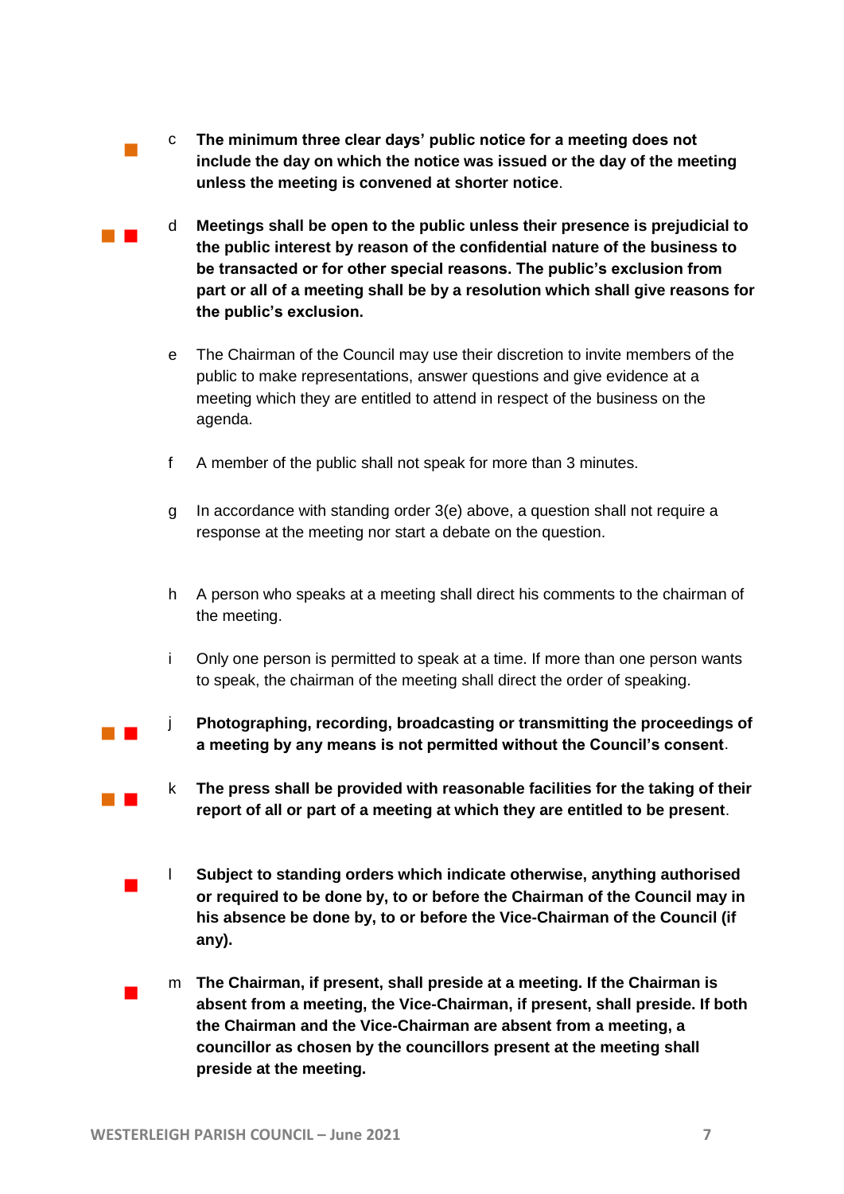c **The minimum three clear days' public notice for a meeting does not include the day on which the notice was issued or the day of the meeting unless the meeting is convened at shorter notice**.

d **Meetings shall be open to the public unless their presence is prejudicial to the public interest by reason of the confidential nature of the business to be transacted or for other special reasons. The public's exclusion from part or all of a meeting shall be by a resolution which shall give reasons for the public's exclusion.**

e The Chairman of the Council may use their discretion to invite members of the public to make representations, answer questions and give evidence at a meeting which they are entitled to attend in respect of the business on the agenda.

f A member of the public shall not speak for more than 3 minutes.

g In accordance with standing order 3(e) above, a question shall not require a response at the meeting nor start a debate on the question.

h A person who speaks at a meeting shall direct his comments to the chairman of the meeting.

i Only one person is permitted to speak at a time. If more than one person wants to speak, the chairman of the meeting shall direct the order of speaking.

j **Photographing, recording, broadcasting or transmitting the proceedings of a meeting by any means is not permitted without the Council's consent**.

k **The press shall be provided with reasonable facilities for the taking of their report of all or part of a meeting at which they are entitled to be present**.

l **Subject to standing orders which indicate otherwise, anything authorised or required to be done by, to or before the Chairman of the Council may in his absence be done by, to or before the Vice-Chairman of the Council (if any).**

m **The Chairman, if present, shall preside at a meeting. If the Chairman is absent from a meeting, the Vice-Chairman, if present, shall preside. If both the Chairman and the Vice-Chairman are absent from a meeting, a councillor as chosen by the councillors present at the meeting shall preside at the meeting.**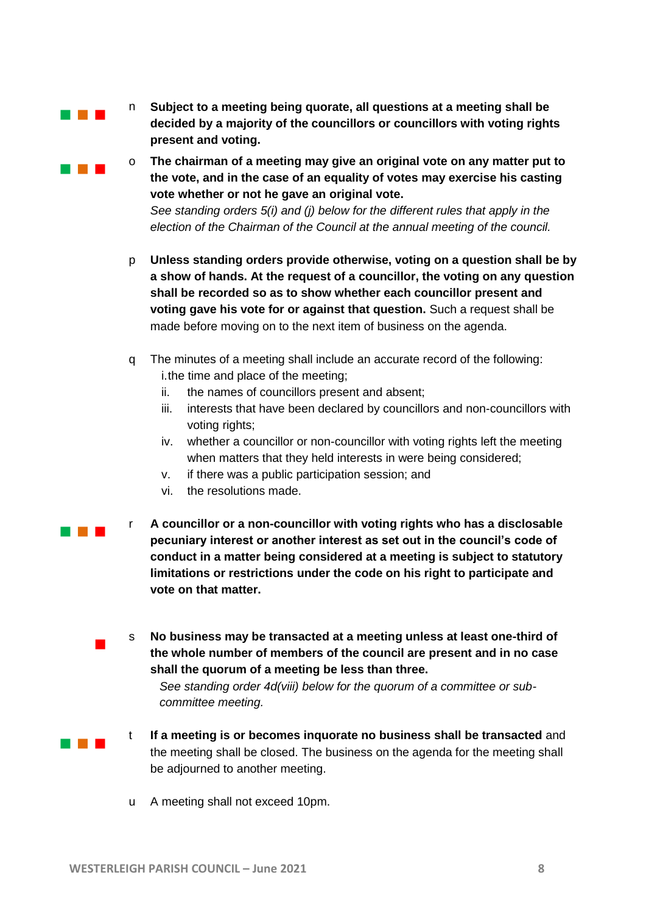n **Subject to a meeting being quorate, all questions at a meeting shall be decided by a majority of the councillors or councillors with voting rights present and voting.**

o **The chairman of a meeting may give an original vote on any matter put to the vote, and in the case of an equality of votes may exercise his casting vote whether or not he gave an original vote.**
*See standing orders 5(i) and (j) below for the different rules that apply in the election of the Chairman of the Council at the annual meeting of the council.*

p **Unless standing orders provide otherwise, voting on a question shall be by a show of hands. At the request of a councillor, the voting on any question shall be recorded so as to show whether each councillor present and voting gave his vote for or against that question.** Such a request shall be made before moving on to the next item of business on the agenda.

q The minutes of a meeting shall include an accurate record of the following:
 i. the time and place of the meeting;
 ii. the names of councillors present and absent;
 iii. interests that have been declared by councillors and non-councillors with voting rights;
 iv. whether a councillor or non-councillor with voting rights left the meeting when matters that they held interests in were being considered;
 v. if there was a public participation session; and
 vi. the resolutions made.

r **A councillor or a non-councillor with voting rights who has a disclosable pecuniary interest or another interest as set out in the council's code of conduct in a matter being considered at a meeting is subject to statutory limitations or restrictions under the code on his right to participate and vote on that matter.**

s **No business may be transacted at a meeting unless at least one-third of the whole number of members of the council are present and in no case shall the quorum of a meeting be less than three.**
*See standing order 4d(viii) below for the quorum of a committee or sub-committee meeting.*

t **If a meeting is or becomes inquorate no business shall be transacted** and the meeting shall be closed. The business on the agenda for the meeting shall be adjourned to another meeting.

u A meeting shall not exceed 10pm.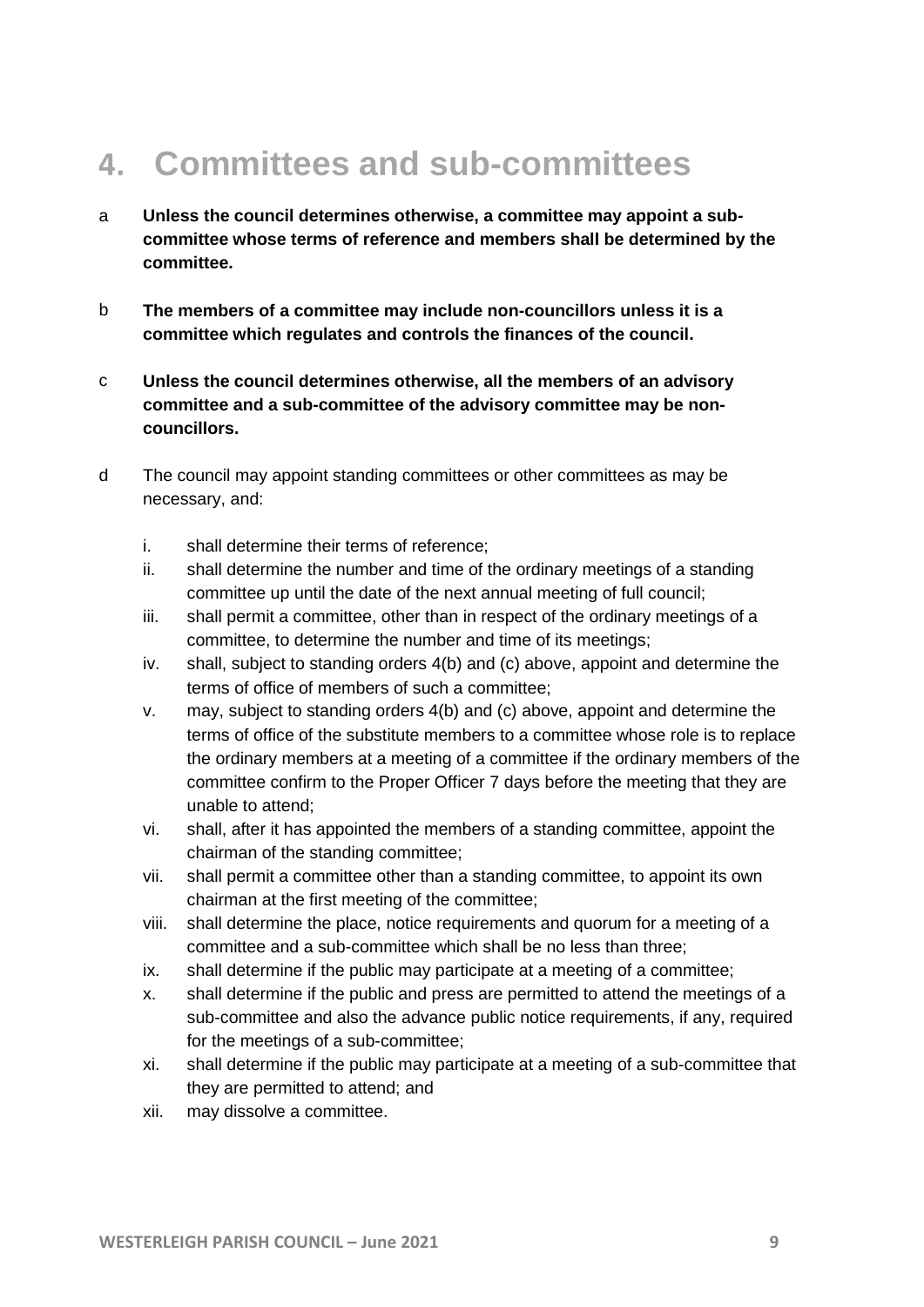# 4. Committees and sub-committees

a **Unless the council determines otherwise, a committee may appoint a sub-committee whose terms of reference and members shall be determined by the committee.**

b **The members of a committee may include non-councillors unless it is a committee which regulates and controls the finances of the council.**

c **Unless the council determines otherwise, all the members of an advisory committee and a sub-committee of the advisory committee may be non-councillors.**

d The council may appoint standing committees or other committees as may be necessary, and:

   i. shall determine their terms of reference;
   ii. shall determine the number and time of the ordinary meetings of a standing committee up until the date of the next annual meeting of full council;
   iii. shall permit a committee, other than in respect of the ordinary meetings of a committee, to determine the number and time of its meetings;
   iv. shall, subject to standing orders 4(b) and (c) above, appoint and determine the terms of office of members of such a committee;
   v. may, subject to standing orders 4(b) and (c) above, appoint and determine the terms of office of the substitute members to a committee whose role is to replace the ordinary members at a meeting of a committee if the ordinary members of the committee confirm to the Proper Officer 7 days before the meeting that they are unable to attend;
   vi. shall, after it has appointed the members of a standing committee, appoint the chairman of the standing committee;
   vii. shall permit a committee other than a standing committee, to appoint its own chairman at the first meeting of the committee;
   viii. shall determine the place, notice requirements and quorum for a meeting of a committee and a sub-committee which shall be no less than three;
   ix. shall determine if the public may participate at a meeting of a committee;
   x. shall determine if the public and press are permitted to attend the meetings of a sub-committee and also the advance public notice requirements, if any, required for the meetings of a sub-committee;
   xi. shall determine if the public may participate at a meeting of a sub-committee that they are permitted to attend; and
   xii. may dissolve a committee.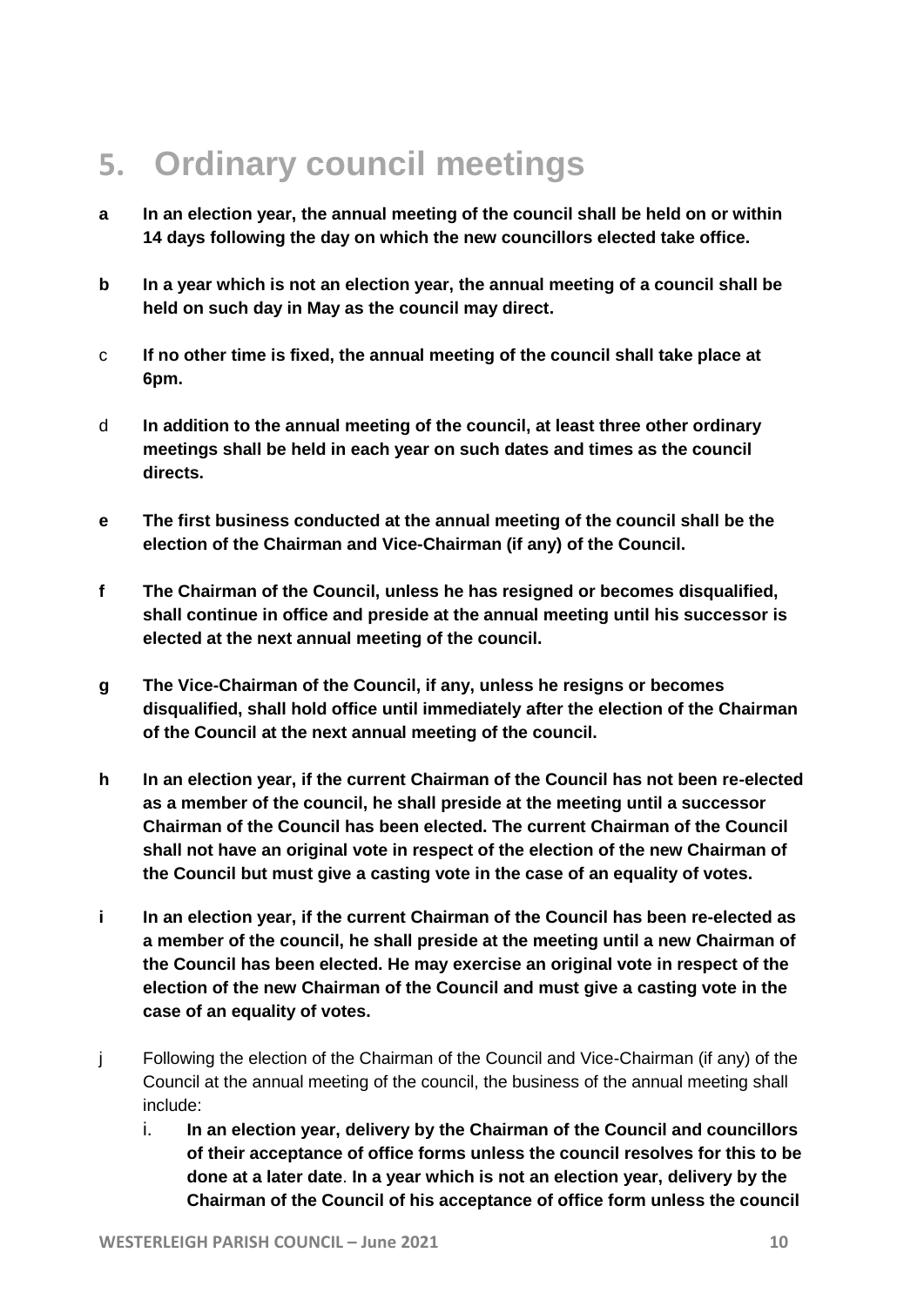# 5. Ordinary council meetings

**a** **In an election year, the annual meeting of the council shall be held on or within 14 days following the day on which the new councillors elected take office.**

**b** **In a year which is not an election year, the annual meeting of a council shall be held on such day in May as the council may direct.**

c **If no other time is fixed, the annual meeting of the council shall take place at 6pm.**

d **In addition to the annual meeting of the council, at least three other ordinary meetings shall be held in each year on such dates and times as the council directs.**

**e** **The first business conducted at the annual meeting of the council shall be the election of the Chairman and Vice-Chairman (if any) of the Council.**

**f** **The Chairman of the Council, unless he has resigned or becomes disqualified, shall continue in office and preside at the annual meeting until his successor is elected at the next annual meeting of the council.**

**g** **The Vice-Chairman of the Council, if any, unless he resigns or becomes disqualified, shall hold office until immediately after the election of the Chairman of the Council at the next annual meeting of the council.**

**h** **In an election year, if the current Chairman of the Council has not been re-elected as a member of the council, he shall preside at the meeting until a successor Chairman of the Council has been elected. The current Chairman of the Council shall not have an original vote in respect of the election of the new Chairman of the Council but must give a casting vote in the case of an equality of votes.**

**i** **In an election year, if the current Chairman of the Council has been re-elected as a member of the council, he shall preside at the meeting until a new Chairman of the Council has been elected. He may exercise an original vote in respect of the election of the new Chairman of the Council and must give a casting vote in the case of an equality of votes.**

j Following the election of the Chairman of the Council and Vice-Chairman (if any) of the Council at the annual meeting of the council, the business of the annual meeting shall include:

i. **In an election year, delivery by the Chairman of the Council and councillors of their acceptance of office forms unless the council resolves for this to be done at a later date**. **In a year which is not an election year, delivery by the Chairman of the Council of his acceptance of office form unless the council**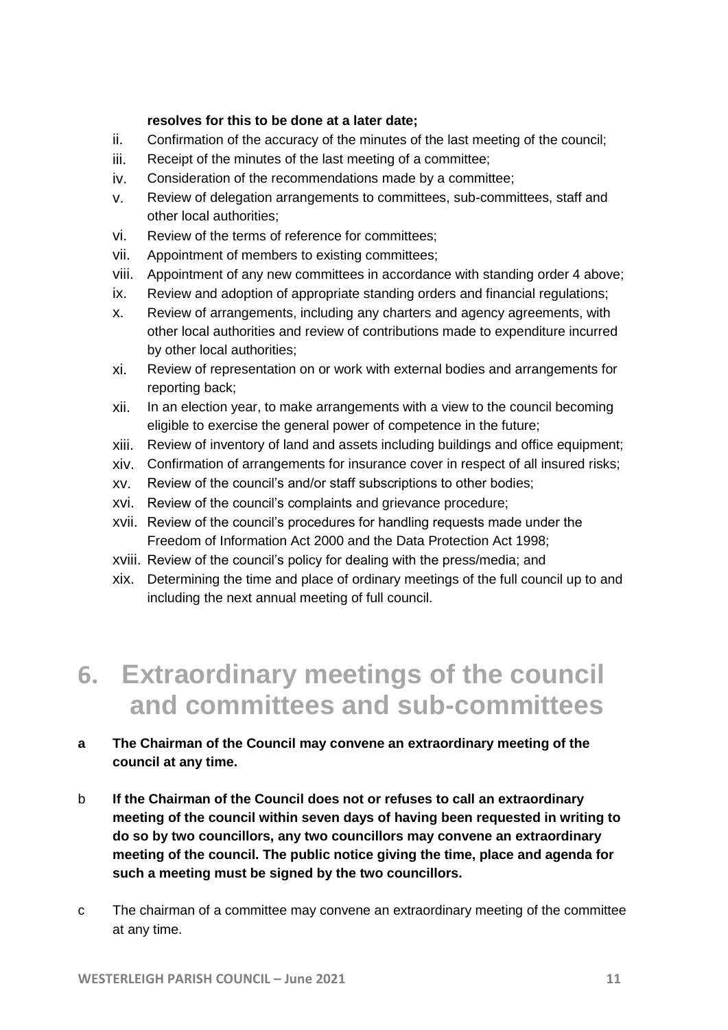**resolves for this to be done at a later date;**

ii. Confirmation of the accuracy of the minutes of the last meeting of the council;
iii. Receipt of the minutes of the last meeting of a committee;
iv. Consideration of the recommendations made by a committee;
v. Review of delegation arrangements to committees, sub-committees, staff and other local authorities;
vi. Review of the terms of reference for committees;
vii. Appointment of members to existing committees;
viii. Appointment of any new committees in accordance with standing order 4 above;
ix. Review and adoption of appropriate standing orders and financial regulations;
x. Review of arrangements, including any charters and agency agreements, with other local authorities and review of contributions made to expenditure incurred by other local authorities;
xi. Review of representation on or work with external bodies and arrangements for reporting back;
xii. In an election year, to make arrangements with a view to the council becoming eligible to exercise the general power of competence in the future;
xiii. Review of inventory of land and assets including buildings and office equipment;
xiv. Confirmation of arrangements for insurance cover in respect of all insured risks;
xv. Review of the council's and/or staff subscriptions to other bodies;
xvi. Review of the council's complaints and grievance procedure;
xvii. Review of the council's procedures for handling requests made under the Freedom of Information Act 2000 and the Data Protection Act 1998;
xviii. Review of the council's policy for dealing with the press/media; and
xix. Determining the time and place of ordinary meetings of the full council up to and including the next annual meeting of full council.

# 6. Extraordinary meetings of the council and committees and sub-committees

**a The Chairman of the Council may convene an extraordinary meeting of the council at any time.**

b **If the Chairman of the Council does not or refuses to call an extraordinary meeting of the council within seven days of having been requested in writing to do so by two councillors, any two councillors may convene an extraordinary meeting of the council. The public notice giving the time, place and agenda for such a meeting must be signed by the two councillors.**

c The chairman of a committee may convene an extraordinary meeting of the committee at any time.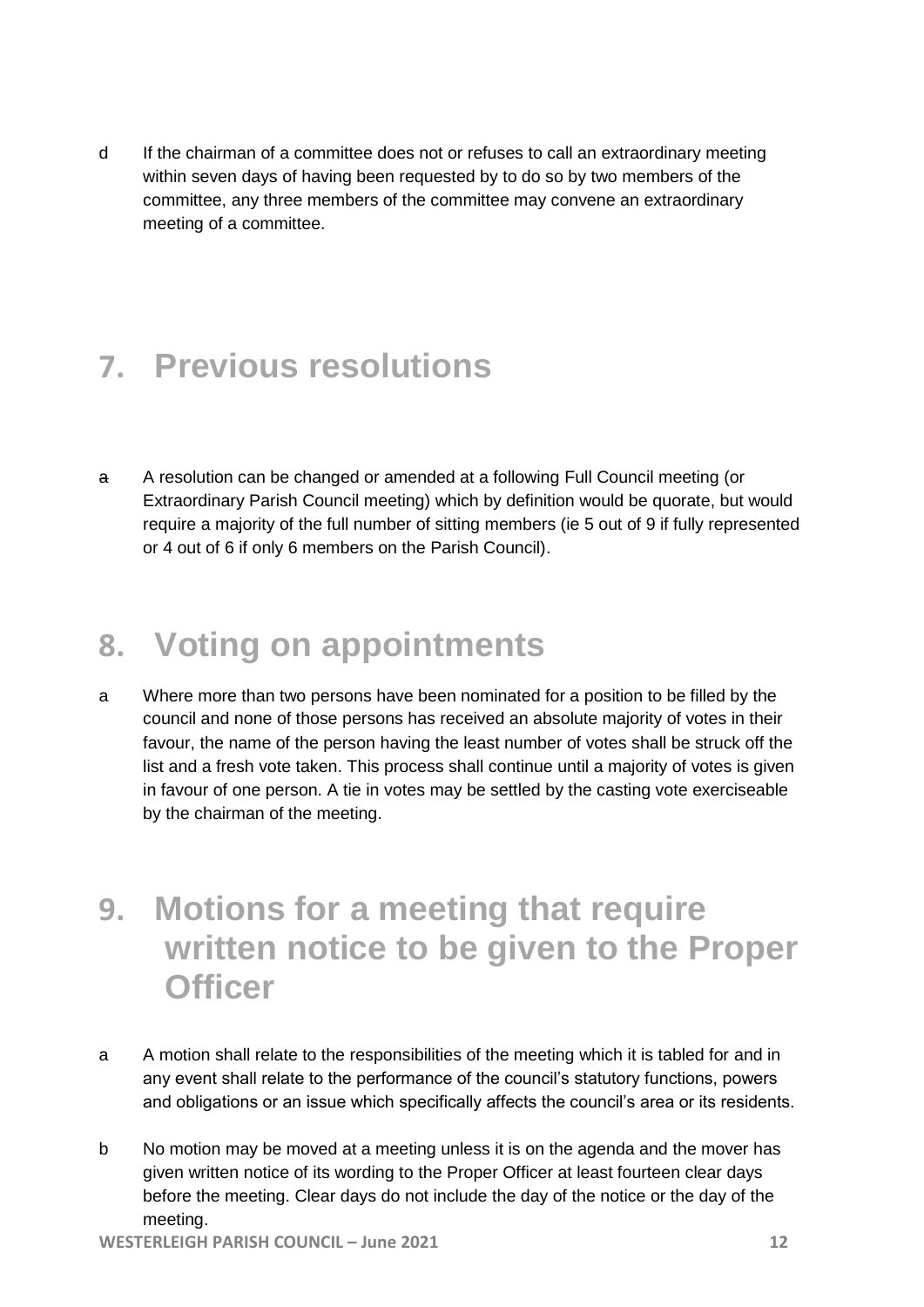d If the chairman of a committee does not or refuses to call an extraordinary meeting within seven days of having been requested by to do so by two members of the committee, any three members of the committee may convene an extraordinary meeting of a committee.

## 7. Previous resolutions

~~a~~ A resolution can be changed or amended at a following Full Council meeting (or Extraordinary Parish Council meeting) which by definition would be quorate, but would require a majority of the full number of sitting members (ie 5 out of 9 if fully represented or 4 out of 6 if only 6 members on the Parish Council).

## 8. Voting on appointments

a Where more than two persons have been nominated for a position to be filled by the council and none of those persons has received an absolute majority of votes in their favour, the name of the person having the least number of votes shall be struck off the list and a fresh vote taken. This process shall continue until a majority of votes is given in favour of one person. A tie in votes may be settled by the casting vote exerciseable by the chairman of the meeting.

## 9. Motions for a meeting that require written notice to be given to the Proper Officer

a A motion shall relate to the responsibilities of the meeting which it is tabled for and in any event shall relate to the performance of the council's statutory functions, powers and obligations or an issue which specifically affects the council's area or its residents.

b No motion may be moved at a meeting unless it is on the agenda and the mover has given written notice of its wording to the Proper Officer at least fourteen clear days before the meeting. Clear days do not include the day of the notice or the day of the meeting.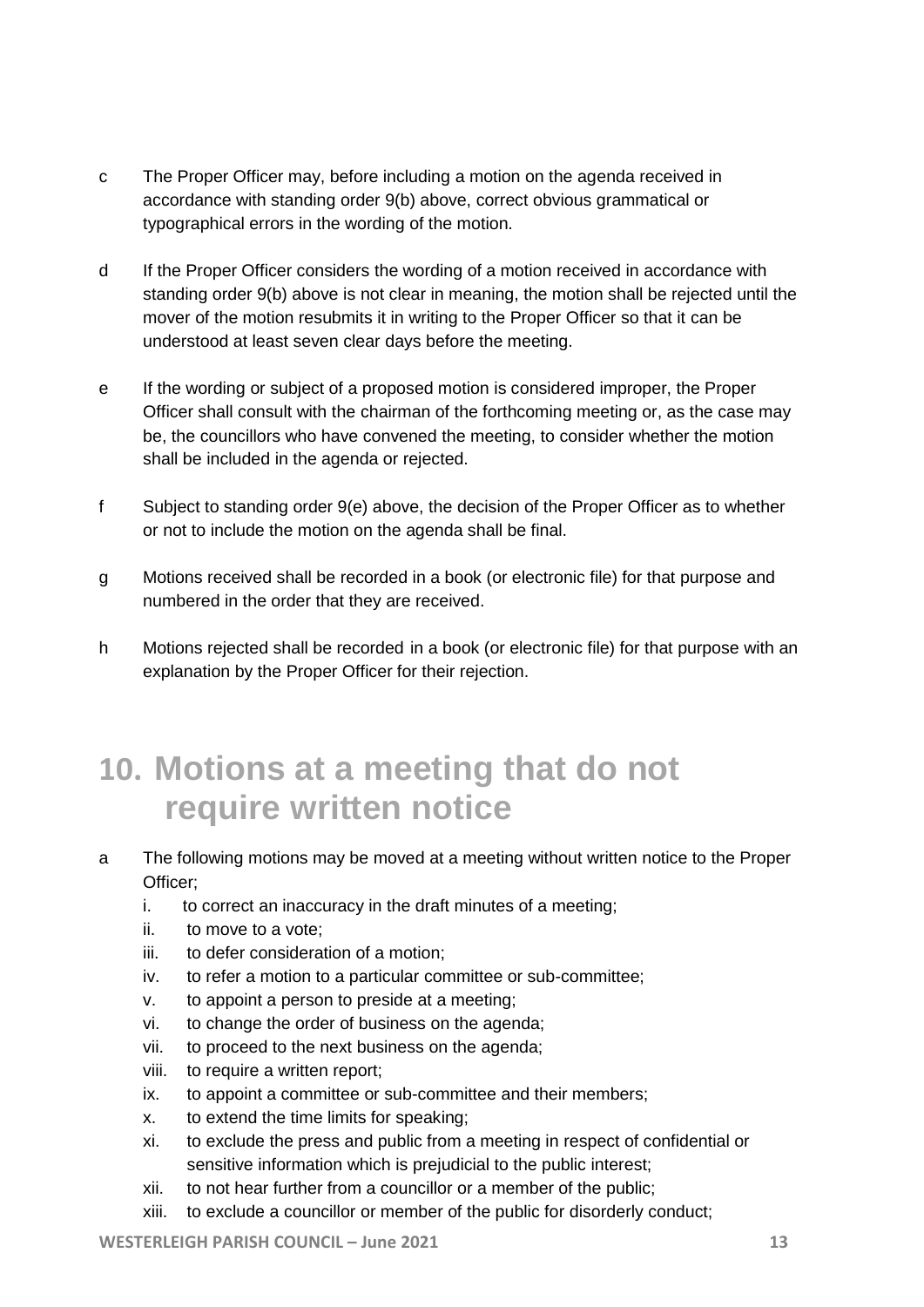c The Proper Officer may, before including a motion on the agenda received in accordance with standing order 9(b) above, correct obvious grammatical or typographical errors in the wording of the motion.

d If the Proper Officer considers the wording of a motion received in accordance with standing order 9(b) above is not clear in meaning, the motion shall be rejected until the mover of the motion resubmits it in writing to the Proper Officer so that it can be understood at least seven clear days before the meeting.

e If the wording or subject of a proposed motion is considered improper, the Proper Officer shall consult with the chairman of the forthcoming meeting or, as the case may be, the councillors who have convened the meeting, to consider whether the motion shall be included in the agenda or rejected.

f Subject to standing order 9(e) above, the decision of the Proper Officer as to whether or not to include the motion on the agenda shall be final.

g Motions received shall be recorded in a book (or electronic file) for that purpose and numbered in the order that they are received.

h Motions rejected shall be recorded in a book (or electronic file) for that purpose with an explanation by the Proper Officer for their rejection.

# 10. Motions at a meeting that do not require written notice

a The following motions may be moved at a meeting without written notice to the Proper Officer;

i. to correct an inaccuracy in the draft minutes of a meeting;
ii. to move to a vote;
iii. to defer consideration of a motion;
iv. to refer a motion to a particular committee or sub-committee;
v. to appoint a person to preside at a meeting;
vi. to change the order of business on the agenda;
vii. to proceed to the next business on the agenda;
viii. to require a written report;
ix. to appoint a committee or sub-committee and their members;
x. to extend the time limits for speaking;
xi. to exclude the press and public from a meeting in respect of confidential or sensitive information which is prejudicial to the public interest;
xii. to not hear further from a councillor or a member of the public;
xiii. to exclude a councillor or member of the public for disorderly conduct;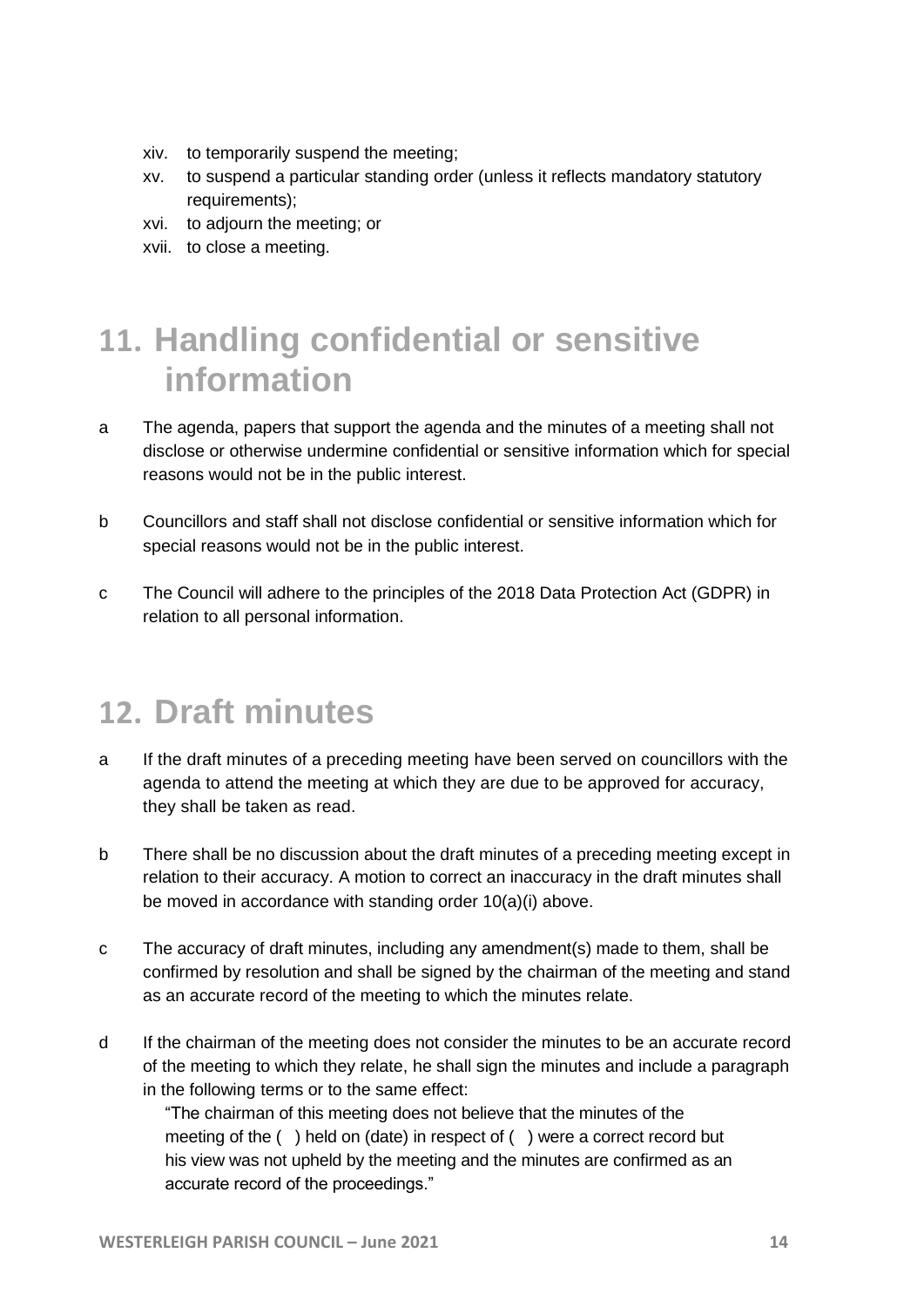xiv. to temporarily suspend the meeting;

xv. to suspend a particular standing order (unless it reflects mandatory statutory requirements);

xvi. to adjourn the meeting; or

xvii. to close a meeting.

## 11. Handling confidential or sensitive information

a The agenda, papers that support the agenda and the minutes of a meeting shall not disclose or otherwise undermine confidential or sensitive information which for special reasons would not be in the public interest.

b Councillors and staff shall not disclose confidential or sensitive information which for special reasons would not be in the public interest.

c The Council will adhere to the principles of the 2018 Data Protection Act (GDPR) in relation to all personal information.

## 12. Draft minutes

a If the draft minutes of a preceding meeting have been served on councillors with the agenda to attend the meeting at which they are due to be approved for accuracy, they shall be taken as read.

b There shall be no discussion about the draft minutes of a preceding meeting except in relation to their accuracy. A motion to correct an inaccuracy in the draft minutes shall be moved in accordance with standing order 10(a)(i) above.

c The accuracy of draft minutes, including any amendment(s) made to them, shall be confirmed by resolution and shall be signed by the chairman of the meeting and stand as an accurate record of the meeting to which the minutes relate.

d If the chairman of the meeting does not consider the minutes to be an accurate record of the meeting to which they relate, he shall sign the minutes and include a paragraph in the following terms or to the same effect:

> "The chairman of this meeting does not believe that the minutes of the meeting of the ( ) held on (date) in respect of ( ) were a correct record but his view was not upheld by the meeting and the minutes are confirmed as an accurate record of the proceedings."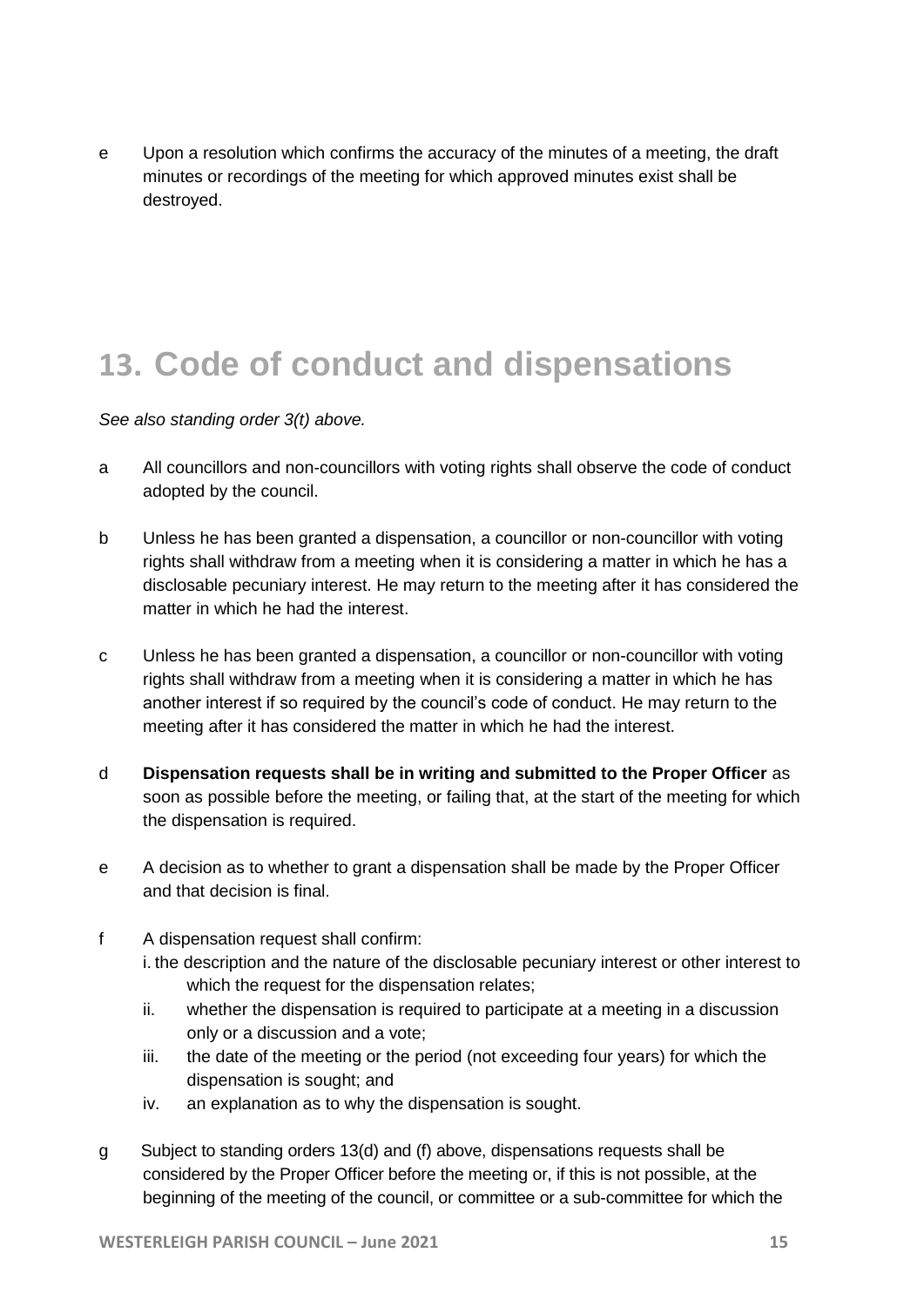e Upon a resolution which confirms the accuracy of the minutes of a meeting, the draft minutes or recordings of the meeting for which approved minutes exist shall be destroyed.

# 13. Code of conduct and dispensations

*See also standing order 3(t) above.*

a All councillors and non-councillors with voting rights shall observe the code of conduct adopted by the council.

b Unless he has been granted a dispensation, a councillor or non-councillor with voting rights shall withdraw from a meeting when it is considering a matter in which he has a disclosable pecuniary interest. He may return to the meeting after it has considered the matter in which he had the interest.

c Unless he has been granted a dispensation, a councillor or non-councillor with voting rights shall withdraw from a meeting when it is considering a matter in which he has another interest if so required by the council's code of conduct. He may return to the meeting after it has considered the matter in which he had the interest.

d **Dispensation requests shall be in writing and submitted to the Proper Officer** as soon as possible before the meeting, or failing that, at the start of the meeting for which the dispensation is required.

e A decision as to whether to grant a dispensation shall be made by the Proper Officer and that decision is final.

f A dispensation request shall confirm:

  i. the description and the nature of the disclosable pecuniary interest or other interest to which the request for the dispensation relates;

  ii. whether the dispensation is required to participate at a meeting in a discussion only or a discussion and a vote;

  iii. the date of the meeting or the period (not exceeding four years) for which the dispensation is sought; and

  iv. an explanation as to why the dispensation is sought.

g Subject to standing orders 13(d) and (f) above, dispensations requests shall be considered by the Proper Officer before the meeting or, if this is not possible, at the beginning of the meeting of the council, or committee or a sub-committee for which the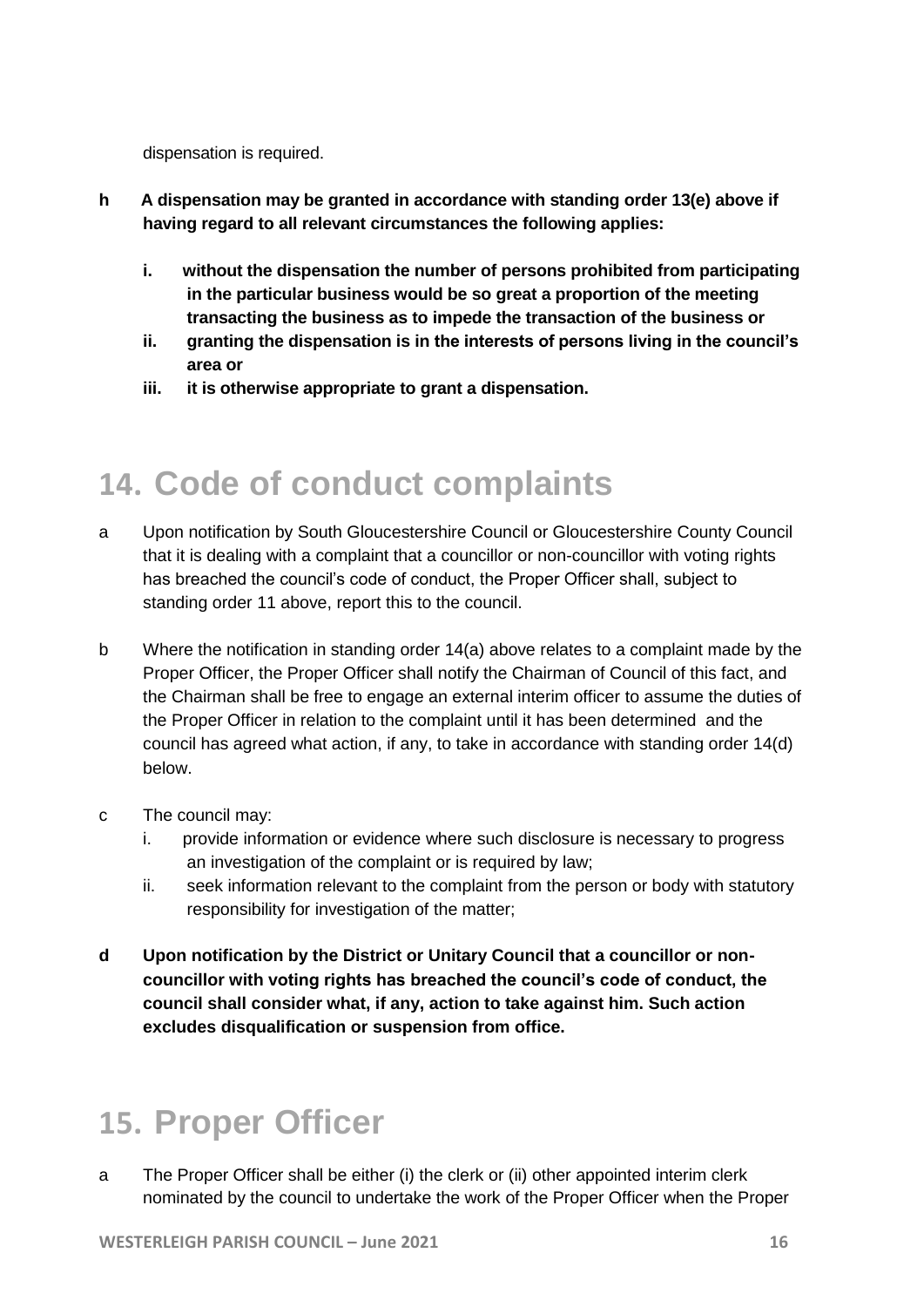dispensation is required.

**h A dispensation may be granted in accordance with standing order 13(e) above if having regard to all relevant circumstances the following applies:**

- **i. without the dispensation the number of persons prohibited from participating in the particular business would be so great a proportion of the meeting transacting the business as to impede the transaction of the business or**
- **ii. granting the dispensation is in the interests of persons living in the council's area or**
- **iii. it is otherwise appropriate to grant a dispensation.**

# 14. Code of conduct complaints

a Upon notification by South Gloucestershire Council or Gloucestershire County Council that it is dealing with a complaint that a councillor or non-councillor with voting rights has breached the council's code of conduct, the Proper Officer shall, subject to standing order 11 above, report this to the council.

b Where the notification in standing order 14(a) above relates to a complaint made by the Proper Officer, the Proper Officer shall notify the Chairman of Council of this fact, and the Chairman shall be free to engage an external interim officer to assume the duties of the Proper Officer in relation to the complaint until it has been determined and the council has agreed what action, if any, to take in accordance with standing order 14(d) below.

c The council may:

- i. provide information or evidence where such disclosure is necessary to progress an investigation of the complaint or is required by law;
- ii. seek information relevant to the complaint from the person or body with statutory responsibility for investigation of the matter;

**d Upon notification by the District or Unitary Council that a councillor or non-councillor with voting rights has breached the council's code of conduct, the council shall consider what, if any, action to take against him. Such action excludes disqualification or suspension from office.**

# 15. Proper Officer

a The Proper Officer shall be either (i) the clerk or (ii) other appointed interim clerk nominated by the council to undertake the work of the Proper Officer when the Proper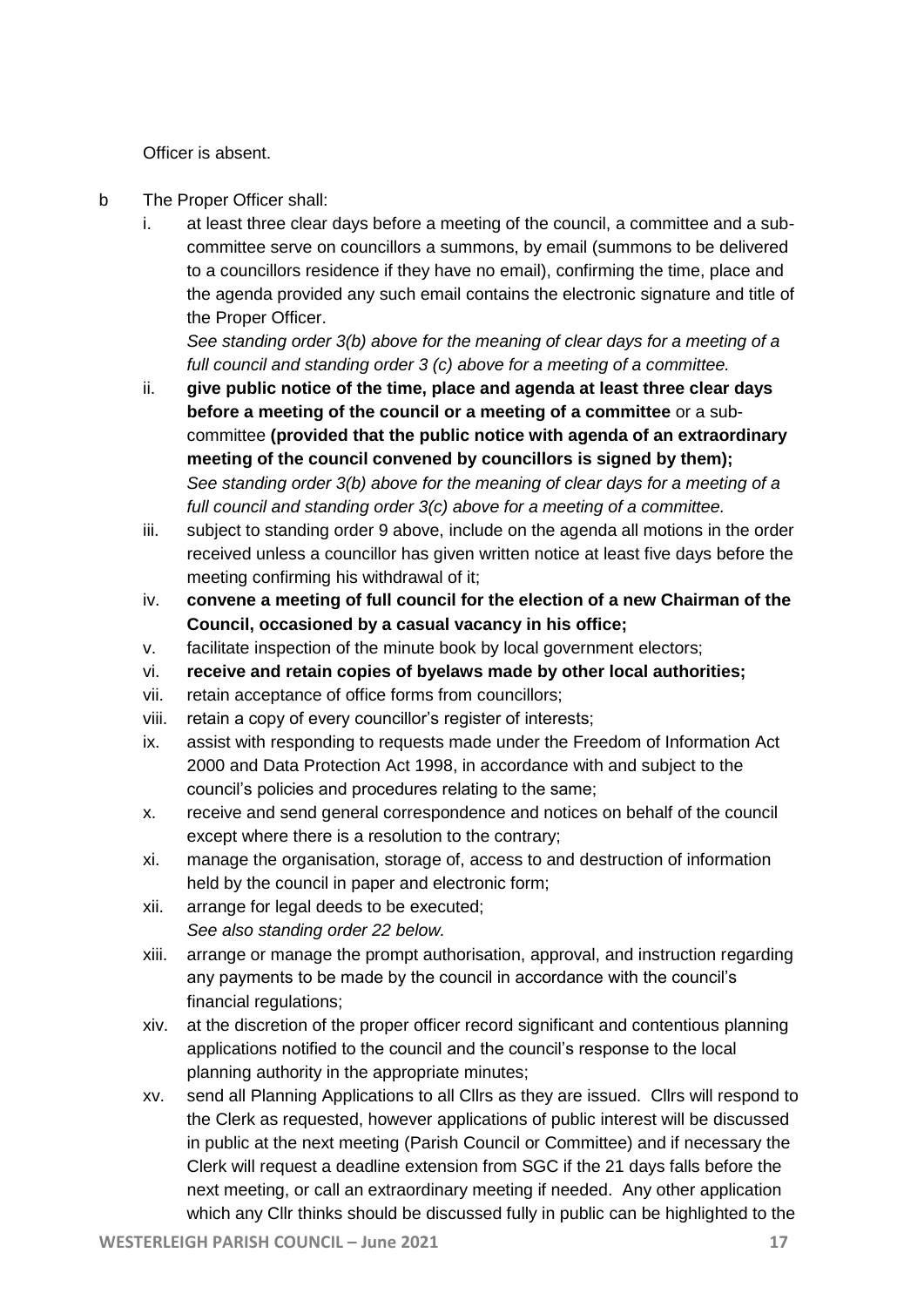Officer is absent.

b The Proper Officer shall:

i. at least three clear days before a meeting of the council, a committee and a sub-committee serve on councillors a summons, by email (summons to be delivered to a councillors residence if they have no email), confirming the time, place and the agenda provided any such email contains the electronic signature and title of the Proper Officer.
*See standing order 3(b) above for the meaning of clear days for a meeting of a full council and standing order 3 (c) above for a meeting of a committee.*

ii. **give public notice of the time, place and agenda at least three clear days before a meeting of the council or a meeting of a committee** or a sub-committee **(provided that the public notice with agenda of an extraordinary meeting of the council convened by councillors is signed by them);**
*See standing order 3(b) above for the meaning of clear days for a meeting of a full council and standing order 3(c) above for a meeting of a committee.*

iii. subject to standing order 9 above, include on the agenda all motions in the order received unless a councillor has given written notice at least five days before the meeting confirming his withdrawal of it;

iv. **convene a meeting of full council for the election of a new Chairman of the Council, occasioned by a casual vacancy in his office;**

v. facilitate inspection of the minute book by local government electors;

vi. **receive and retain copies of byelaws made by other local authorities;**

vii. retain acceptance of office forms from councillors;

viii. retain a copy of every councillor's register of interests;

ix. assist with responding to requests made under the Freedom of Information Act 2000 and Data Protection Act 1998, in accordance with and subject to the council's policies and procedures relating to the same;

x. receive and send general correspondence and notices on behalf of the council except where there is a resolution to the contrary;

xi. manage the organisation, storage of, access to and destruction of information held by the council in paper and electronic form;

xii. arrange for legal deeds to be executed;
*See also standing order 22 below.*

xiii. arrange or manage the prompt authorisation, approval, and instruction regarding any payments to be made by the council in accordance with the council's financial regulations;

xiv. at the discretion of the proper officer record significant and contentious planning applications notified to the council and the council's response to the local planning authority in the appropriate minutes;

xv. send all Planning Applications to all Cllrs as they are issued. Cllrs will respond to the Clerk as requested, however applications of public interest will be discussed in public at the next meeting (Parish Council or Committee) and if necessary the Clerk will request a deadline extension from SGC if the 21 days falls before the next meeting, or call an extraordinary meeting if needed. Any other application which any Cllr thinks should be discussed fully in public can be highlighted to the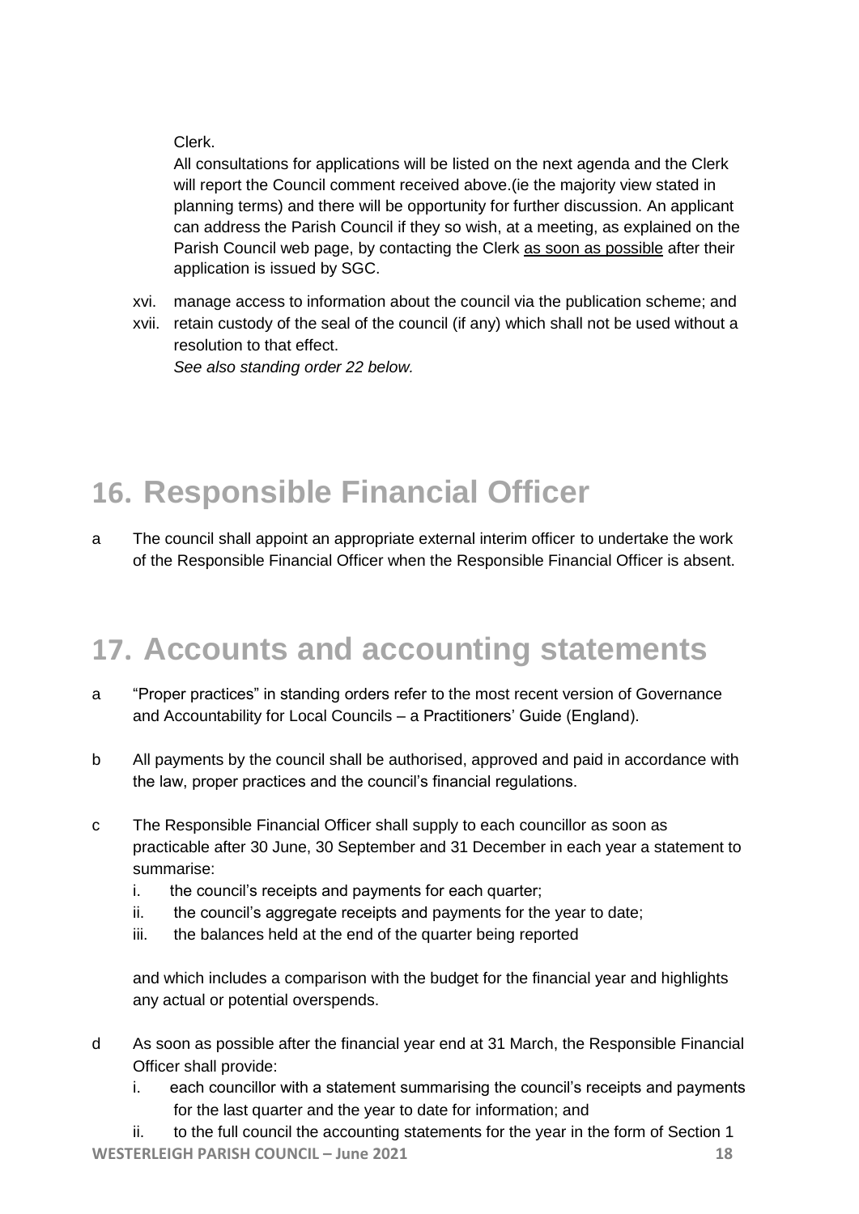Clerk.

All consultations for applications will be listed on the next agenda and the Clerk will report the Council comment received above.(ie the majority view stated in planning terms) and there will be opportunity for further discussion. An applicant can address the Parish Council if they so wish, at a meeting, as explained on the Parish Council web page, by contacting the Clerk <u>as soon as possible</u> after their application is issued by SGC.

xvi. manage access to information about the council via the publication scheme; and

xvii. retain custody of the seal of the council (if any) which shall not be used without a resolution to that effect.

*See also standing order 22 below.*

# 16. Responsible Financial Officer

a The council shall appoint an appropriate external interim officer to undertake the work of the Responsible Financial Officer when the Responsible Financial Officer is absent.

# 17. Accounts and accounting statements

a "Proper practices" in standing orders refer to the most recent version of Governance and Accountability for Local Councils – a Practitioners' Guide (England).

b All payments by the council shall be authorised, approved and paid in accordance with the law, proper practices and the council's financial regulations.

c The Responsible Financial Officer shall supply to each councillor as soon as practicable after 30 June, 30 September and 31 December in each year a statement to summarise:

i. the council's receipts and payments for each quarter;
ii. the council's aggregate receipts and payments for the year to date;
iii. the balances held at the end of the quarter being reported

and which includes a comparison with the budget for the financial year and highlights any actual or potential overspends.

d As soon as possible after the financial year end at 31 March, the Responsible Financial Officer shall provide:

i. each councillor with a statement summarising the council's receipts and payments for the last quarter and the year to date for information; and
ii. to the full council the accounting statements for the year in the form of Section 1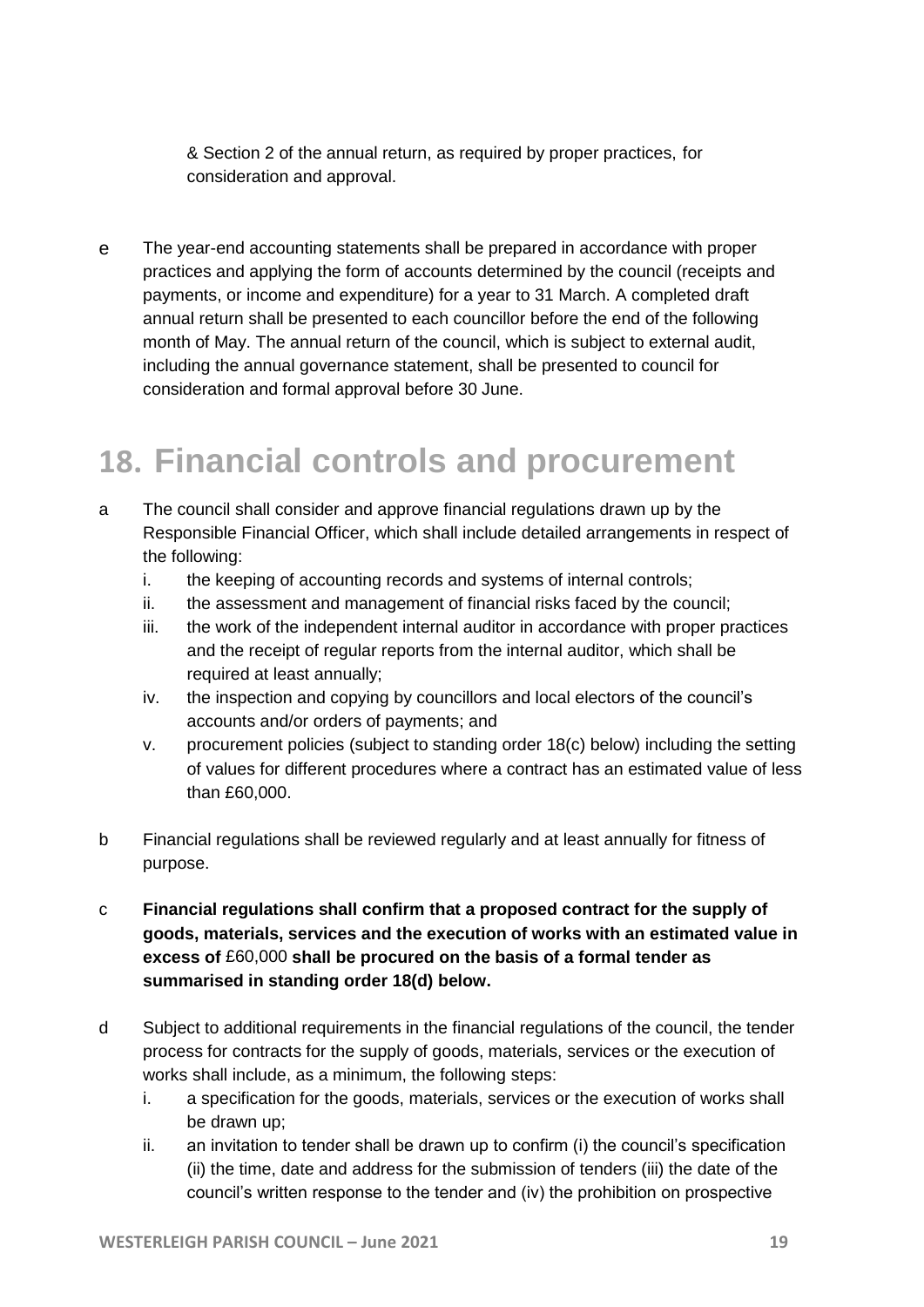& Section 2 of the annual return, as required by proper practices, for consideration and approval.

e The year-end accounting statements shall be prepared in accordance with proper practices and applying the form of accounts determined by the council (receipts and payments, or income and expenditure) for a year to 31 March. A completed draft annual return shall be presented to each councillor before the end of the following month of May. The annual return of the council, which is subject to external audit, including the annual governance statement, shall be presented to council for consideration and formal approval before 30 June.

# 18. Financial controls and procurement

a The council shall consider and approve financial regulations drawn up by the Responsible Financial Officer, which shall include detailed arrangements in respect of the following:

   i. the keeping of accounting records and systems of internal controls;
   ii. the assessment and management of financial risks faced by the council;
   iii. the work of the independent internal auditor in accordance with proper practices and the receipt of regular reports from the internal auditor, which shall be required at least annually;
   iv. the inspection and copying by councillors and local electors of the council's accounts and/or orders of payments; and
   v. procurement policies (subject to standing order 18(c) below) including the setting of values for different procedures where a contract has an estimated value of less than £60,000.

b Financial regulations shall be reviewed regularly and at least annually for fitness of purpose.

c **Financial regulations shall confirm that a proposed contract for the supply of goods, materials, services and the execution of works with an estimated value in excess of** £60,000 **shall be procured on the basis of a formal tender as summarised in standing order 18(d) below.**

d Subject to additional requirements in the financial regulations of the council, the tender process for contracts for the supply of goods, materials, services or the execution of works shall include, as a minimum, the following steps:

   i. a specification for the goods, materials, services or the execution of works shall be drawn up;
   ii. an invitation to tender shall be drawn up to confirm (i) the council's specification (ii) the time, date and address for the submission of tenders (iii) the date of the council's written response to the tender and (iv) the prohibition on prospective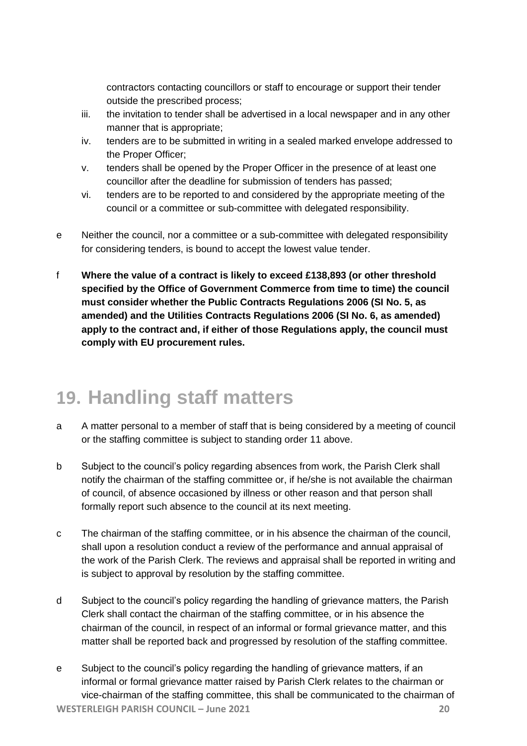contractors contacting councillors or staff to encourage or support their tender outside the prescribed process;

iii. the invitation to tender shall be advertised in a local newspaper and in any other manner that is appropriate;

iv. tenders are to be submitted in writing in a sealed marked envelope addressed to the Proper Officer;

v. tenders shall be opened by the Proper Officer in the presence of at least one councillor after the deadline for submission of tenders has passed;

vi. tenders are to be reported to and considered by the appropriate meeting of the council or a committee or sub-committee with delegated responsibility.

e Neither the council, nor a committee or a sub-committee with delegated responsibility for considering tenders, is bound to accept the lowest value tender.

f **Where the value of a contract is likely to exceed £138,893 (or other threshold specified by the Office of Government Commerce from time to time) the council must consider whether the Public Contracts Regulations 2006 (SI No. 5, as amended) and the Utilities Contracts Regulations 2006 (SI No. 6, as amended) apply to the contract and, if either of those Regulations apply, the council must comply with EU procurement rules.**

# 19. Handling staff matters

a A matter personal to a member of staff that is being considered by a meeting of council or the staffing committee is subject to standing order 11 above.

b Subject to the council's policy regarding absences from work, the Parish Clerk shall notify the chairman of the staffing committee or, if he/she is not available the chairman of council, of absence occasioned by illness or other reason and that person shall formally report such absence to the council at its next meeting.

c The chairman of the staffing committee, or in his absence the chairman of the council, shall upon a resolution conduct a review of the performance and annual appraisal of the work of the Parish Clerk. The reviews and appraisal shall be reported in writing and is subject to approval by resolution by the staffing committee.

d Subject to the council's policy regarding the handling of grievance matters, the Parish Clerk shall contact the chairman of the staffing committee, or in his absence the chairman of the council, in respect of an informal or formal grievance matter, and this matter shall be reported back and progressed by resolution of the staffing committee.

e Subject to the council's policy regarding the handling of grievance matters, if an informal or formal grievance matter raised by Parish Clerk relates to the chairman or vice-chairman of the staffing committee, this shall be communicated to the chairman of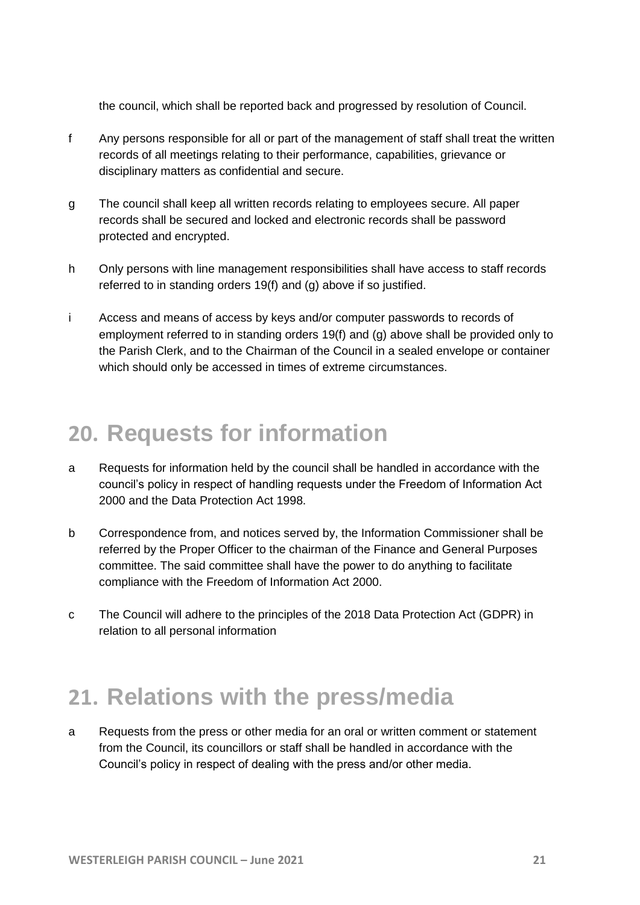the council, which shall be reported back and progressed by resolution of Council.

f Any persons responsible for all or part of the management of staff shall treat the written records of all meetings relating to their performance, capabilities, grievance or disciplinary matters as confidential and secure.

g The council shall keep all written records relating to employees secure. All paper records shall be secured and locked and electronic records shall be password protected and encrypted.

h Only persons with line management responsibilities shall have access to staff records referred to in standing orders 19(f) and (g) above if so justified.

i Access and means of access by keys and/or computer passwords to records of employment referred to in standing orders 19(f) and (g) above shall be provided only to the Parish Clerk, and to the Chairman of the Council in a sealed envelope or container which should only be accessed in times of extreme circumstances.

# 20. Requests for information

a Requests for information held by the council shall be handled in accordance with the council's policy in respect of handling requests under the Freedom of Information Act 2000 and the Data Protection Act 1998.

b Correspondence from, and notices served by, the Information Commissioner shall be referred by the Proper Officer to the chairman of the Finance and General Purposes committee. The said committee shall have the power to do anything to facilitate compliance with the Freedom of Information Act 2000.

c The Council will adhere to the principles of the 2018 Data Protection Act (GDPR) in relation to all personal information

# 21. Relations with the press/media

a Requests from the press or other media for an oral or written comment or statement from the Council, its councillors or staff shall be handled in accordance with the Council's policy in respect of dealing with the press and/or other media.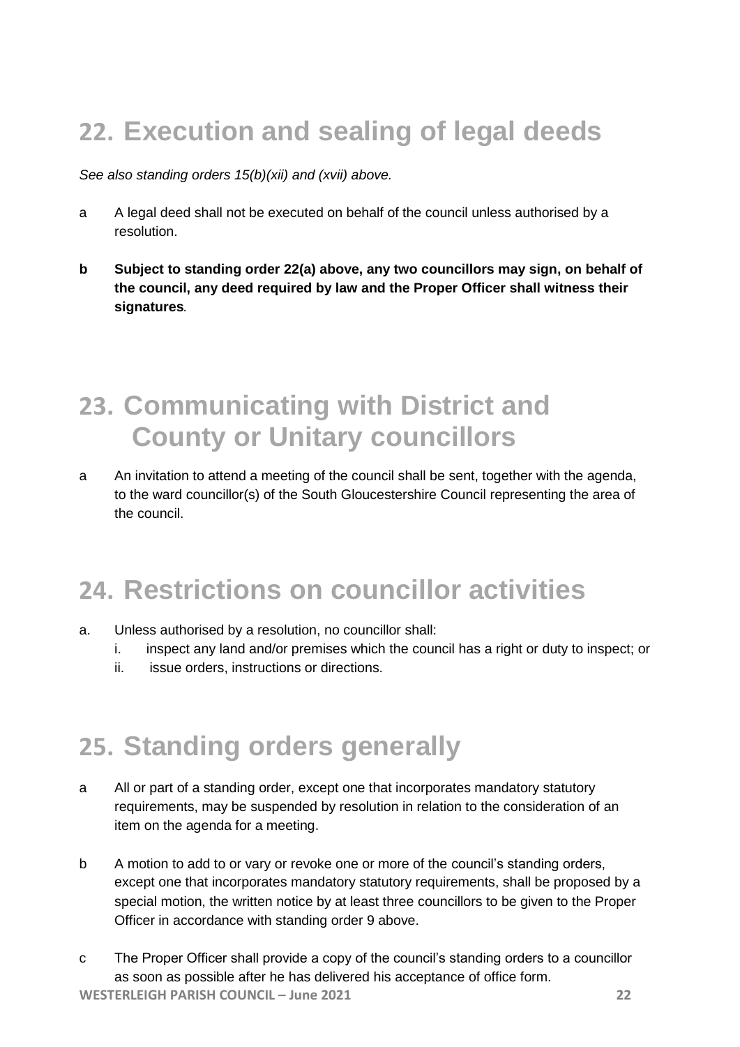# 22. Execution and sealing of legal deeds

*See also standing orders 15(b)(xii) and (xvii) above.*

a A legal deed shall not be executed on behalf of the council unless authorised by a resolution.

**b Subject to standing order 22(a) above, any two councillors may sign, on behalf of the council, any deed required by law and the Proper Officer shall witness their signatures.**

# 23. Communicating with District and County or Unitary councillors

a An invitation to attend a meeting of the council shall be sent, together with the agenda, to the ward councillor(s) of the South Gloucestershire Council representing the area of the council.

# 24. Restrictions on councillor activities

a. Unless authorised by a resolution, no councillor shall:
   i. inspect any land and/or premises which the council has a right or duty to inspect; or
   ii. issue orders, instructions or directions.

# 25. Standing orders generally

a All or part of a standing order, except one that incorporates mandatory statutory requirements, may be suspended by resolution in relation to the consideration of an item on the agenda for a meeting.

b A motion to add to or vary or revoke one or more of the council's standing orders, except one that incorporates mandatory statutory requirements, shall be proposed by a special motion, the written notice by at least three councillors to be given to the Proper Officer in accordance with standing order 9 above.

c The Proper Officer shall provide a copy of the council's standing orders to a councillor as soon as possible after he has delivered his acceptance of office form.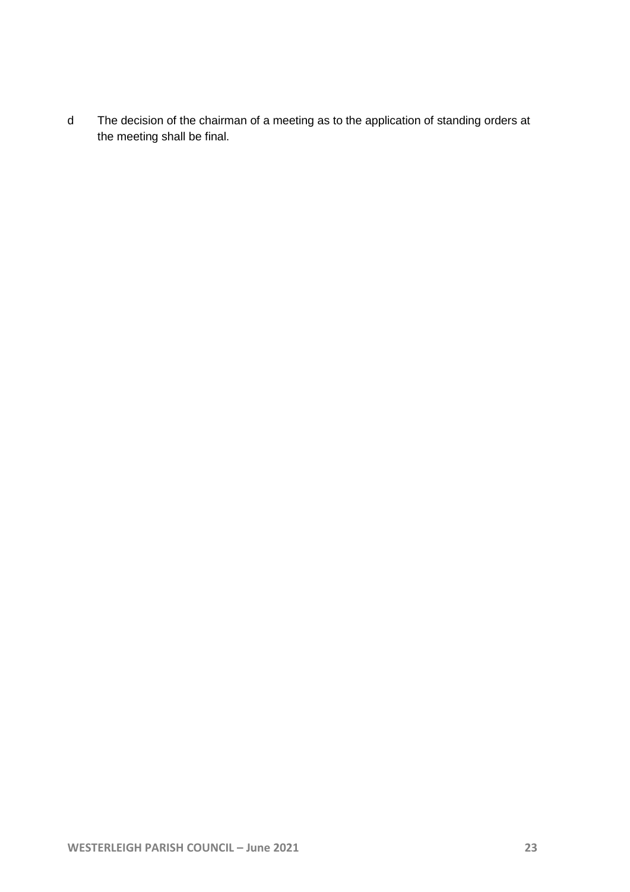d The decision of the chairman of a meeting as to the application of standing orders at the meeting shall be final.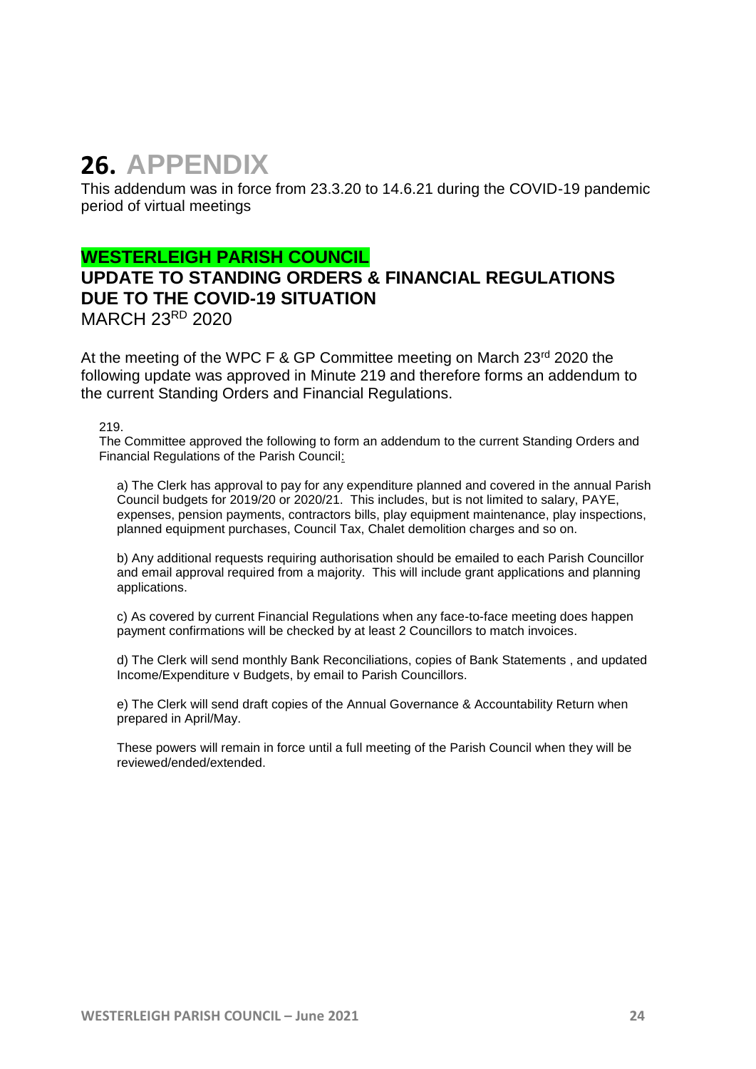# 26. APPENDIX

This addendum was in force from 23.3.20 to 14.6.21 during the COVID-19 pandemic period of virtual meetings

## WESTERLEIGH PARISH COUNCIL

## UPDATE TO STANDING ORDERS & FINANCIAL REGULATIONS DUE TO THE COVID-19 SITUATION

MARCH 23RD 2020

At the meeting of the WPC F & GP Committee meeting on March 23rd 2020 the following update was approved in Minute 219 and therefore forms an addendum to the current Standing Orders and Financial Regulations.

219.
The Committee approved the following to form an addendum to the current Standing Orders and Financial Regulations of the Parish Council:

a) The Clerk has approval to pay for any expenditure planned and covered in the annual Parish Council budgets for 2019/20 or 2020/21. This includes, but is not limited to salary, PAYE, expenses, pension payments, contractors bills, play equipment maintenance, play inspections, planned equipment purchases, Council Tax, Chalet demolition charges and so on.

b) Any additional requests requiring authorisation should be emailed to each Parish Councillor and email approval required from a majority. This will include grant applications and planning applications.

c) As covered by current Financial Regulations when any face-to-face meeting does happen payment confirmations will be checked by at least 2 Councillors to match invoices.

d) The Clerk will send monthly Bank Reconciliations, copies of Bank Statements , and updated Income/Expenditure v Budgets, by email to Parish Councillors.

e) The Clerk will send draft copies of the Annual Governance & Accountability Return when prepared in April/May.

These powers will remain in force until a full meeting of the Parish Council when they will be reviewed/ended/extended.